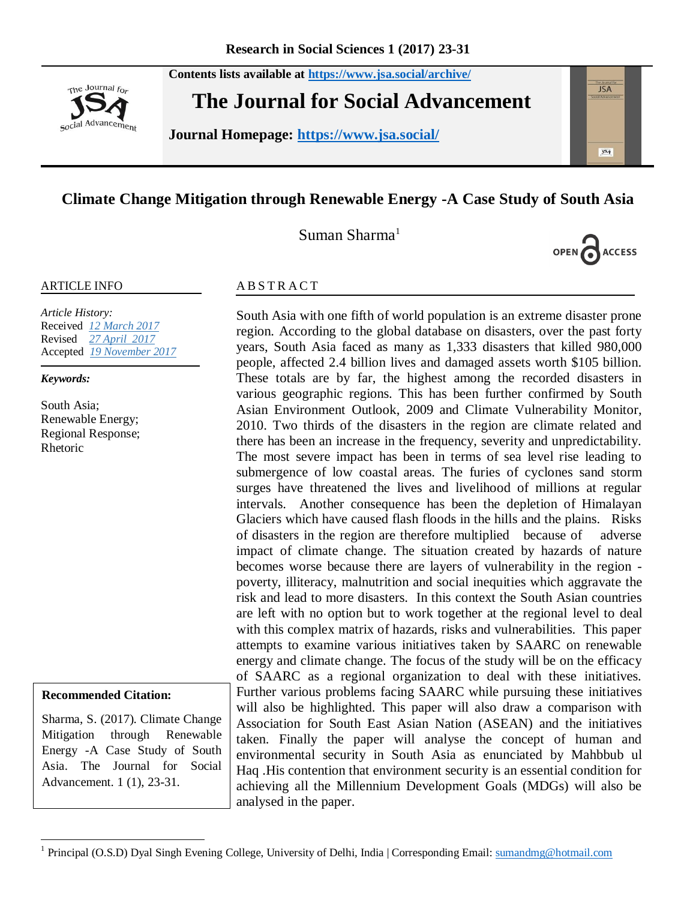Contents lists available at https://www.jsa.social/archive/

# The Journal for Social Advancement

Journal Homepage: https://www.jsa.social/

## Climate Change Mitigation through Renewable Energy -A Case Study of South Asia

Suman Sharma[1]

OPEN ACCESS

**ARTICLE INFO**

*Article History:*
Received 12 March 2017
Revised 27 April 2017
Accepted 19 November 2017

***Keywords:***

South Asia;
Renewable Energy;
Regional Response;
Rhetoric

**Recommended Citation:**

Sharma, S. (2017). Climate Change Mitigation through Renewable Energy -A Case Study of South Asia. The Journal for Social Advancement. 1 (1), 23-31.

**ABSTRACT**

South Asia with one fifth of world population is an extreme disaster prone region. According to the global database on disasters, over the past forty years, South Asia faced as many as 1,333 disasters that killed 980,000 people, affected 2.4 billion lives and damaged assets worth $105 billion. These totals are by far, the highest among the recorded disasters in various geographic regions. This has been further confirmed by South Asian Environment Outlook, 2009 and Climate Vulnerability Monitor, 2010. Two thirds of the disasters in the region are climate related and there has been an increase in the frequency, severity and unpredictability. The most severe impact has been in terms of sea level rise leading to submergence of low coastal areas. The furies of cyclones sand storm surges have threatened the lives and livelihood of millions at regular intervals. Another consequence has been the depletion of Himalayan Glaciers which have caused flash floods in the hills and the plains. Risks of disasters in the region are therefore multiplied because of adverse impact of climate change. The situation created by hazards of nature becomes worse because there are layers of vulnerability in the region - poverty, illiteracy, malnutrition and social inequities which aggravate the risk and lead to more disasters. In this context the South Asian countries are left with no option but to work together at the regional level to deal with this complex matrix of hazards, risks and vulnerabilities. This paper attempts to examine various initiatives taken by SAARC on renewable energy and climate change. The focus of the study will be on the efficacy of SAARC as a regional organization to deal with these initiatives. Further various problems facing SAARC while pursuing these initiatives will also be highlighted. This paper will also draw a comparison with Association for South East Asian Nation (ASEAN) and the initiatives taken. Finally the paper will analyse the concept of human and environmental security in South Asia as enunciated by Mahbbub ul Haq .His contention that environment security is an essential condition for achieving all the Millennium Development Goals (MDGs) will also be analysed in the paper.

---

[1] Principal (O.S.D) Dyal Singh Evening College, University of Delhi, India | Corresponding Email: sumandmg@hotmail.com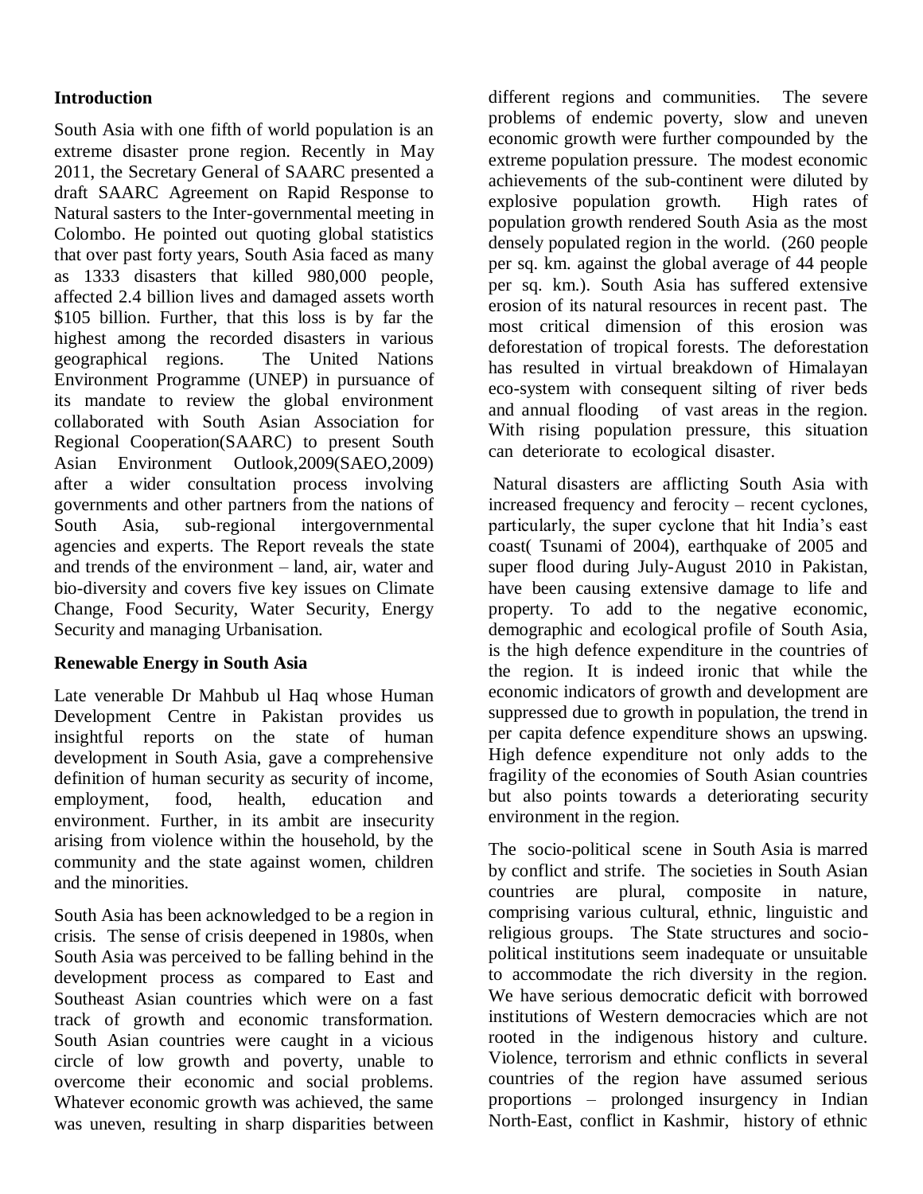**Introduction**

South Asia with one fifth of world population is an extreme disaster prone region. Recently in May 2011, the Secretary General of SAARC presented a draft SAARC Agreement on Rapid Response to Natural sasters to the Inter-governmental meeting in Colombo. He pointed out quoting global statistics that over past forty years, South Asia faced as many as 1333 disasters that killed 980,000 people, affected 2.4 billion lives and damaged assets worth $105 billion. Further, that this loss is by far the highest among the recorded disasters in various geographical regions. The United Nations Environment Programme (UNEP) in pursuance of its mandate to review the global environment collaborated with South Asian Association for Regional Cooperation(SAARC) to present South Asian Environment Outlook,2009(SAEO,2009) after a wider consultation process involving governments and other partners from the nations of South Asia, sub-regional intergovernmental agencies and experts. The Report reveals the state and trends of the environment – land, air, water and bio-diversity and covers five key issues on Climate Change, Food Security, Water Security, Energy Security and managing Urbanisation.

**Renewable Energy in South Asia**

Late venerable Dr Mahbub ul Haq whose Human Development Centre in Pakistan provides us insightful reports on the state of human development in South Asia, gave a comprehensive definition of human security as security of income, employment, food, health, education and environment. Further, in its ambit are insecurity arising from violence within the household, by the community and the state against women, children and the minorities.

South Asia has been acknowledged to be a region in crisis. The sense of crisis deepened in 1980s, when South Asia was perceived to be falling behind in the development process as compared to East and Southeast Asian countries which were on a fast track of growth and economic transformation. South Asian countries were caught in a vicious circle of low growth and poverty, unable to overcome their economic and social problems. Whatever economic growth was achieved, the same was uneven, resulting in sharp disparities between different regions and communities. The severe problems of endemic poverty, slow and uneven economic growth were further compounded by the extreme population pressure. The modest economic achievements of the sub-continent were diluted by explosive population growth. High rates of population growth rendered South Asia as the most densely populated region in the world. (260 people per sq. km. against the global average of 44 people per sq. km.). South Asia has suffered extensive erosion of its natural resources in recent past. The most critical dimension of this erosion was deforestation of tropical forests. The deforestation has resulted in virtual breakdown of Himalayan eco-system with consequent silting of river beds and annual flooding of vast areas in the region. With rising population pressure, this situation can deteriorate to ecological disaster.

Natural disasters are afflicting South Asia with increased frequency and ferocity – recent cyclones, particularly, the super cyclone that hit India's east coast( Tsunami of 2004), earthquake of 2005 and super flood during July-August 2010 in Pakistan, have been causing extensive damage to life and property. To add to the negative economic, demographic and ecological profile of South Asia, is the high defence expenditure in the countries of the region. It is indeed ironic that while the economic indicators of growth and development are suppressed due to growth in population, the trend in per capita defence expenditure shows an upswing. High defence expenditure not only adds to the fragility of the economies of South Asian countries but also points towards a deteriorating security environment in the region.

The socio-political scene in South Asia is marred by conflict and strife. The societies in South Asian countries are plural, composite in nature, comprising various cultural, ethnic, linguistic and religious groups. The State structures and socio-political institutions seem inadequate or unsuitable to accommodate the rich diversity in the region. We have serious democratic deficit with borrowed institutions of Western democracies which are not rooted in the indigenous history and culture. Violence, terrorism and ethnic conflicts in several countries of the region have assumed serious proportions – prolonged insurgency in Indian North-East, conflict in Kashmir, history of ethnic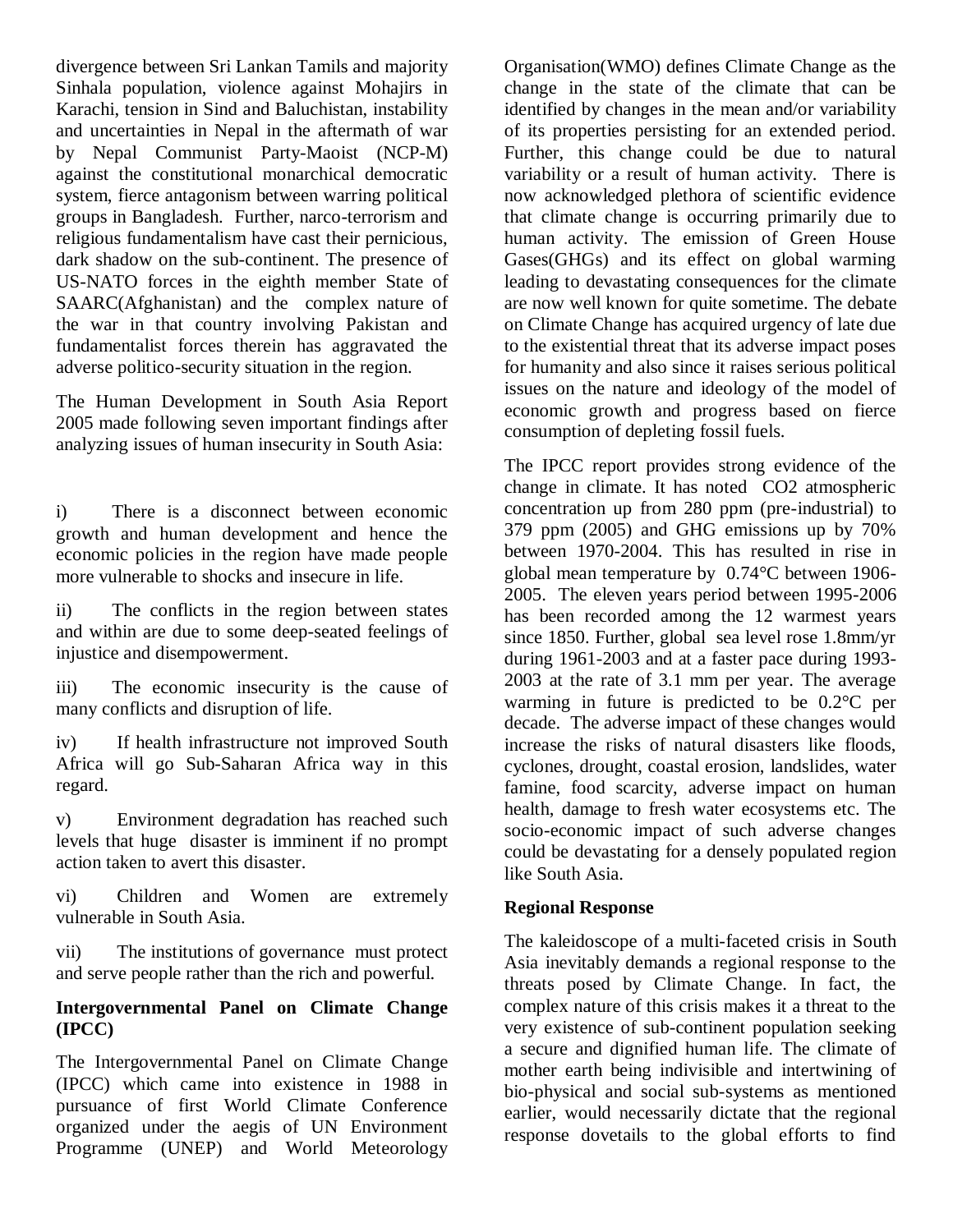divergence between Sri Lankan Tamils and majority Sinhala population, violence against Mohajirs in Karachi, tension in Sind and Baluchistan, instability and uncertainties in Nepal in the aftermath of war by Nepal Communist Party-Maoist (NCP-M) against the constitutional monarchical democratic system, fierce antagonism between warring political groups in Bangladesh. Further, narco-terrorism and religious fundamentalism have cast their pernicious, dark shadow on the sub-continent. The presence of US-NATO forces in the eighth member State of SAARC(Afghanistan) and the complex nature of the war in that country involving Pakistan and fundamentalist forces therein has aggravated the adverse politico-security situation in the region.

The Human Development in South Asia Report 2005 made following seven important findings after analyzing issues of human insecurity in South Asia:

i) There is a disconnect between economic growth and human development and hence the economic policies in the region have made people more vulnerable to shocks and insecure in life.

ii) The conflicts in the region between states and within are due to some deep-seated feelings of injustice and disempowerment.

iii) The economic insecurity is the cause of many conflicts and disruption of life.

iv) If health infrastructure not improved South Africa will go Sub-Saharan Africa way in this regard.

v) Environment degradation has reached such levels that huge disaster is imminent if no prompt action taken to avert this disaster.

vi) Children and Women are extremely vulnerable in South Asia.

vii) The institutions of governance must protect and serve people rather than the rich and powerful.

**Intergovernmental Panel on Climate Change (IPCC)**

The Intergovernmental Panel on Climate Change (IPCC) which came into existence in 1988 in pursuance of first World Climate Conference organized under the aegis of UN Environment Programme (UNEP) and World Meteorology Organisation(WMO) defines Climate Change as the change in the state of the climate that can be identified by changes in the mean and/or variability of its properties persisting for an extended period. Further, this change could be due to natural variability or a result of human activity. There is now acknowledged plethora of scientific evidence that climate change is occurring primarily due to human activity. The emission of Green House Gases(GHGs) and its effect on global warming leading to devastating consequences for the climate are now well known for quite sometime. The debate on Climate Change has acquired urgency of late due to the existential threat that its adverse impact poses for humanity and also since it raises serious political issues on the nature and ideology of the model of economic growth and progress based on fierce consumption of depleting fossil fuels.

The IPCC report provides strong evidence of the change in climate. It has noted $CO_2$ atmospheric concentration up from 280 ppm (pre-industrial) to 379 ppm (2005) and GHG emissions up by 70% between 1970-2004. This has resulted in rise in global mean temperature by 0.74°C between 1906-2005. The eleven years period between 1995-2006 has been recorded among the 12 warmest years since 1850. Further, global sea level rose 1.8mm/yr during 1961-2003 and at a faster pace during 1993-2003 at the rate of 3.1 mm per year. The average warming in future is predicted to be 0.2°C per decade. The adverse impact of these changes would increase the risks of natural disasters like floods, cyclones, drought, coastal erosion, landslides, water famine, food scarcity, adverse impact on human health, damage to fresh water ecosystems etc. The socio-economic impact of such adverse changes could be devastating for a densely populated region like South Asia.

**Regional Response**

The kaleidoscope of a multi-faceted crisis in South Asia inevitably demands a regional response to the threats posed by Climate Change. In fact, the complex nature of this crisis makes it a threat to the very existence of sub-continent population seeking a secure and dignified human life. The climate of mother earth being indivisible and intertwining of bio-physical and social sub-systems as mentioned earlier, would necessarily dictate that the regional response dovetails to the global efforts to find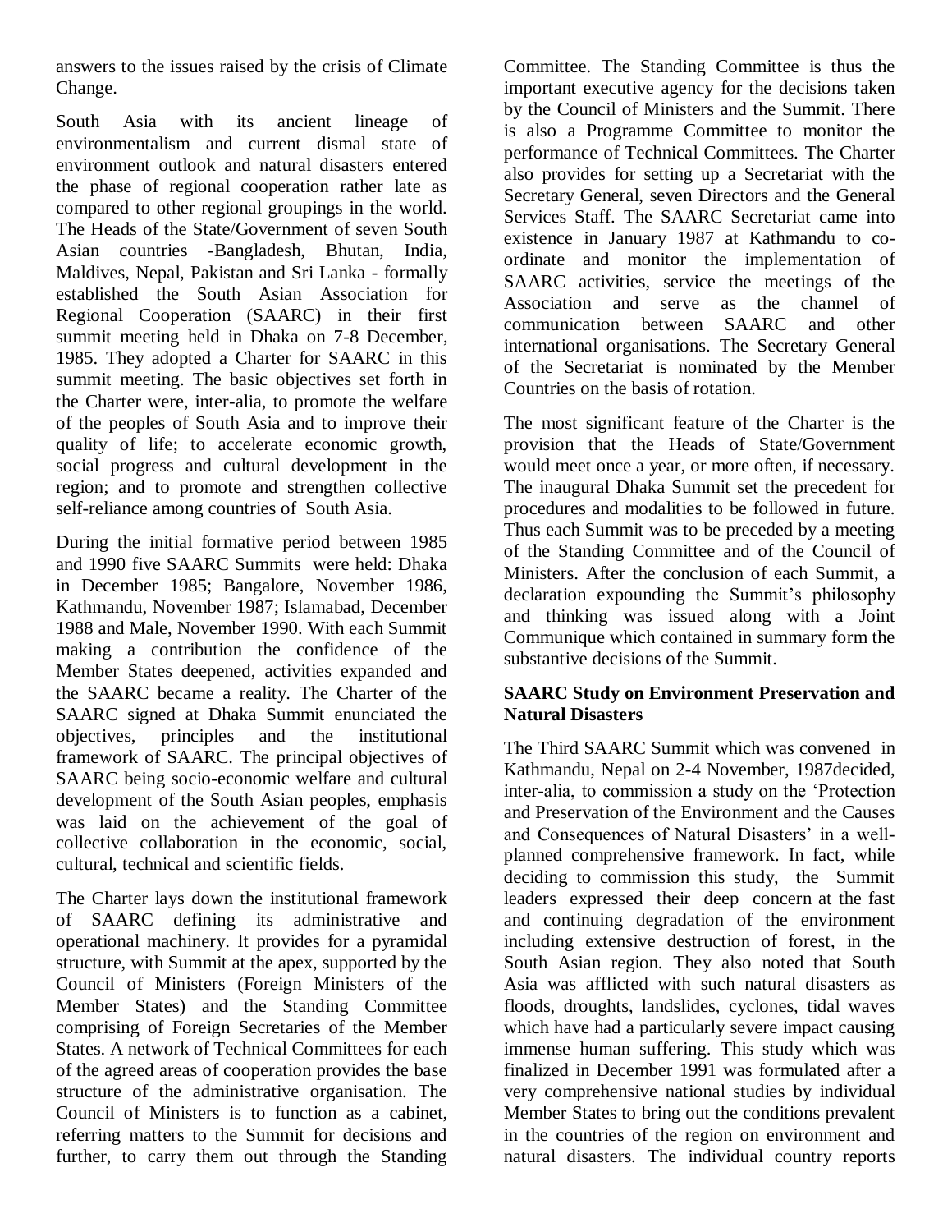answers to the issues raised by the crisis of Climate Change.

South Asia with its ancient lineage of environmentalism and current dismal state of environment outlook and natural disasters entered the phase of regional cooperation rather late as compared to other regional groupings in the world. The Heads of the State/Government of seven South Asian countries -Bangladesh, Bhutan, India, Maldives, Nepal, Pakistan and Sri Lanka - formally established the South Asian Association for Regional Cooperation (SAARC) in their first summit meeting held in Dhaka on 7-8 December, 1985. They adopted a Charter for SAARC in this summit meeting. The basic objectives set forth in the Charter were, inter-alia, to promote the welfare of the peoples of South Asia and to improve their quality of life; to accelerate economic growth, social progress and cultural development in the region; and to promote and strengthen collective self-reliance among countries of South Asia.

During the initial formative period between 1985 and 1990 five SAARC Summits were held: Dhaka in December 1985; Bangalore, November 1986, Kathmandu, November 1987; Islamabad, December 1988 and Male, November 1990. With each Summit making a contribution the confidence of the Member States deepened, activities expanded and the SAARC became a reality. The Charter of the SAARC signed at Dhaka Summit enunciated the objectives, principles and the institutional framework of SAARC. The principal objectives of SAARC being socio-economic welfare and cultural development of the South Asian peoples, emphasis was laid on the achievement of the goal of collective collaboration in the economic, social, cultural, technical and scientific fields.

The Charter lays down the institutional framework of SAARC defining its administrative and operational machinery. It provides for a pyramidal structure, with Summit at the apex, supported by the Council of Ministers (Foreign Ministers of the Member States) and the Standing Committee comprising of Foreign Secretaries of the Member States. A network of Technical Committees for each of the agreed areas of cooperation provides the base structure of the administrative organisation. The Council of Ministers is to function as a cabinet, referring matters to the Summit for decisions and further, to carry them out through the Standing Committee. The Standing Committee is thus the important executive agency for the decisions taken by the Council of Ministers and the Summit. There is also a Programme Committee to monitor the performance of Technical Committees. The Charter also provides for setting up a Secretariat with the Secretary General, seven Directors and the General Services Staff. The SAARC Secretariat came into existence in January 1987 at Kathmandu to co-ordinate and monitor the implementation of SAARC activities, service the meetings of the Association and serve as the channel of communication between SAARC and other international organisations. The Secretary General of the Secretariat is nominated by the Member Countries on the basis of rotation.

The most significant feature of the Charter is the provision that the Heads of State/Government would meet once a year, or more often, if necessary. The inaugural Dhaka Summit set the precedent for procedures and modalities to be followed in future. Thus each Summit was to be preceded by a meeting of the Standing Committee and of the Council of Ministers. After the conclusion of each Summit, a declaration expounding the Summit's philosophy and thinking was issued along with a Joint Communique which contained in summary form the substantive decisions of the Summit.

**SAARC Study on Environment Preservation and Natural Disasters**

The Third SAARC Summit which was convened in Kathmandu, Nepal on 2-4 November, 1987decided, inter-alia, to commission a study on the 'Protection and Preservation of the Environment and the Causes and Consequences of Natural Disasters' in a well-planned comprehensive framework. In fact, while deciding to commission this study, the Summit leaders expressed their deep concern at the fast and continuing degradation of the environment including extensive destruction of forest, in the South Asian region. They also noted that South Asia was afflicted with such natural disasters as floods, droughts, landslides, cyclones, tidal waves which have had a particularly severe impact causing immense human suffering. This study which was finalized in December 1991 was formulated after a very comprehensive national studies by individual Member States to bring out the conditions prevalent in the countries of the region on environment and natural disasters. The individual country reports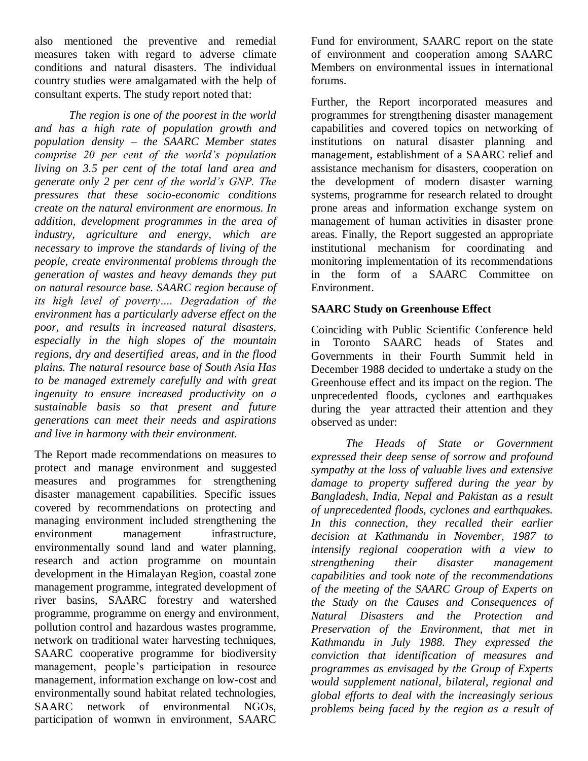also mentioned the preventive and remedial measures taken with regard to adverse climate conditions and natural disasters. The individual country studies were amalgamated with the help of consultant experts. The study report noted that:

*The region is one of the poorest in the world and has a high rate of population growth and population density – the SAARC Member states comprise 20 per cent of the world's population living on 3.5 per cent of the total land area and generate only 2 per cent of the world's GNP. The pressures that these socio-economic conditions create on the natural environment are enormous. In addition, development programmes in the area of industry, agriculture and energy, which are necessary to improve the standards of living of the people, create environmental problems through the generation of wastes and heavy demands they put on natural resource base. SAARC region because of its high level of poverty…. Degradation of the environment has a particularly adverse effect on the poor, and results in increased natural disasters, especially in the high slopes of the mountain regions, dry and desertified areas, and in the flood plains. The natural resource base of South Asia Has to be managed extremely carefully and with great ingenuity to ensure increased productivity on a sustainable basis so that present and future generations can meet their needs and aspirations and live in harmony with their environment.*

The Report made recommendations on measures to protect and manage environment and suggested measures and programmes for strengthening disaster management capabilities. Specific issues covered by recommendations on protecting and managing environment included strengthening the environment management infrastructure, environmentally sound land and water planning, research and action programme on mountain development in the Himalayan Region, coastal zone management programme, integrated development of river basins, SAARC forestry and watershed programme, programme on energy and environment, pollution control and hazardous wastes programme, network on traditional water harvesting techniques, SAARC cooperative programme for biodiversity management, people's participation in resource management, information exchange on low-cost and environmentally sound habitat related technologies, SAARC network of environmental NGOs, participation of womwn in environment, SAARC Fund for environment, SAARC report on the state of environment and cooperation among SAARC Members on environmental issues in international forums.

Further, the Report incorporated measures and programmes for strengthening disaster management capabilities and covered topics on networking of institutions on natural disaster planning and management, establishment of a SAARC relief and assistance mechanism for disasters, cooperation on the development of modern disaster warning systems, programme for research related to drought prone areas and information exchange system on management of human activities in disaster prone areas. Finally, the Report suggested an appropriate institutional mechanism for coordinating and monitoring implementation of its recommendations in the form of a SAARC Committee on Environment.

**SAARC Study on Greenhouse Effect**

Coinciding with Public Scientific Conference held in Toronto SAARC heads of States and Governments in their Fourth Summit held in December 1988 decided to undertake a study on the Greenhouse effect and its impact on the region. The unprecedented floods, cyclones and earthquakes during the year attracted their attention and they observed as under:

*The Heads of State or Government expressed their deep sense of sorrow and profound sympathy at the loss of valuable lives and extensive damage to property suffered during the year by Bangladesh, India, Nepal and Pakistan as a result of unprecedented floods, cyclones and earthquakes. In this connection, they recalled their earlier decision at Kathmandu in November, 1987 to intensify regional cooperation with a view to strengthening their disaster management capabilities and took note of the recommendations of the meeting of the SAARC Group of Experts on the Study on the Causes and Consequences of Natural Disasters and the Protection and Preservation of the Environment, that met in Kathmandu in July 1988. They expressed the conviction that identification of measures and programmes as envisaged by the Group of Experts would supplement national, bilateral, regional and global efforts to deal with the increasingly serious problems being faced by the region as a result of*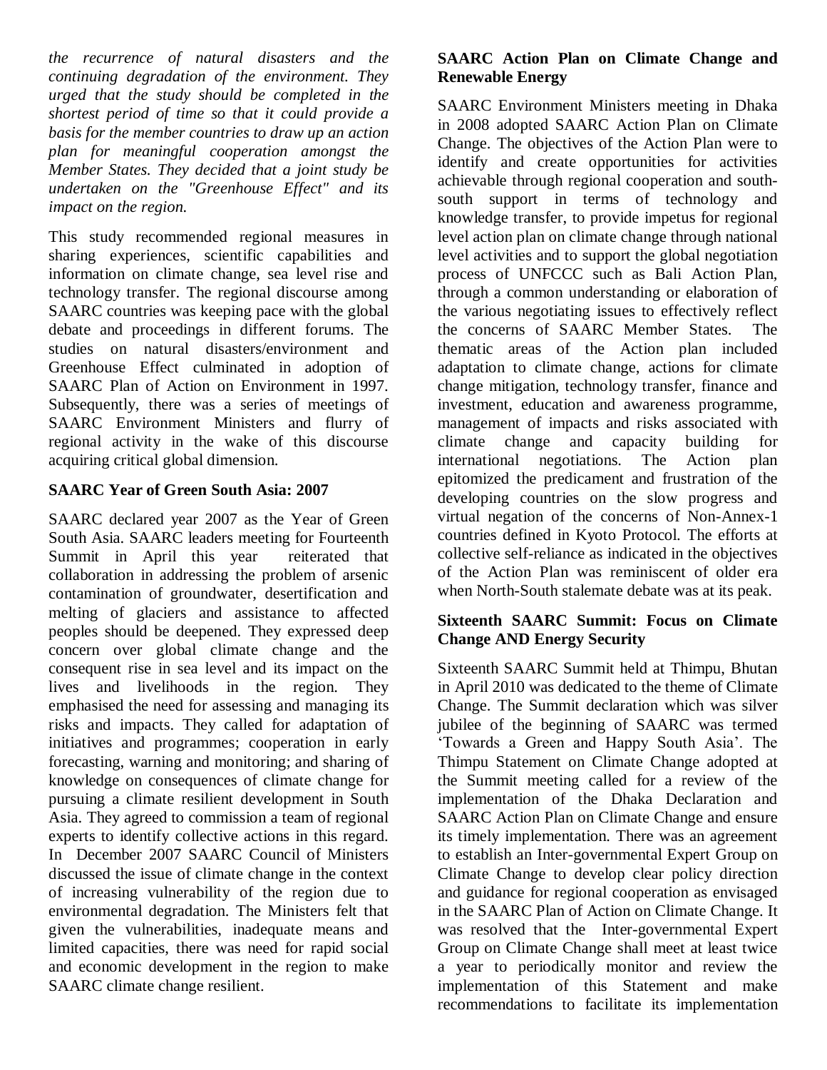*the recurrence of natural disasters and the continuing degradation of the environment. They urged that the study should be completed in the shortest period of time so that it could provide a basis for the member countries to draw up an action plan for meaningful cooperation amongst the Member States. They decided that a joint study be undertaken on the "Greenhouse Effect" and its impact on the region.*

This study recommended regional measures in sharing experiences, scientific capabilities and information on climate change, sea level rise and technology transfer. The regional discourse among SAARC countries was keeping pace with the global debate and proceedings in different forums. The studies on natural disasters/environment and Greenhouse Effect culminated in adoption of SAARC Plan of Action on Environment in 1997. Subsequently, there was a series of meetings of SAARC Environment Ministers and flurry of regional activity in the wake of this discourse acquiring critical global dimension.

### SAARC Year of Green South Asia: 2007

SAARC declared year 2007 as the Year of Green South Asia. SAARC leaders meeting for Fourteenth Summit in April this year reiterated that collaboration in addressing the problem of arsenic contamination of groundwater, desertification and melting of glaciers and assistance to affected peoples should be deepened. They expressed deep concern over global climate change and the consequent rise in sea level and its impact on the lives and livelihoods in the region. They emphasised the need for assessing and managing its risks and impacts. They called for adaptation of initiatives and programmes; cooperation in early forecasting, warning and monitoring; and sharing of knowledge on consequences of climate change for pursuing a climate resilient development in South Asia. They agreed to commission a team of regional experts to identify collective actions in this regard. In December 2007 SAARC Council of Ministers discussed the issue of climate change in the context of increasing vulnerability of the region due to environmental degradation. The Ministers felt that given the vulnerabilities, inadequate means and limited capacities, there was need for rapid social and economic development in the region to make SAARC climate change resilient.

### SAARC Action Plan on Climate Change and Renewable Energy

SAARC Environment Ministers meeting in Dhaka in 2008 adopted SAARC Action Plan on Climate Change. The objectives of the Action Plan were to identify and create opportunities for activities achievable through regional cooperation and south-south support in terms of technology and knowledge transfer, to provide impetus for regional level action plan on climate change through national level activities and to support the global negotiation process of UNFCCC such as Bali Action Plan, through a common understanding or elaboration of the various negotiating issues to effectively reflect the concerns of SAARC Member States. The thematic areas of the Action plan included adaptation to climate change, actions for climate change mitigation, technology transfer, finance and investment, education and awareness programme, management of impacts and risks associated with climate change and capacity building for international negotiations. The Action plan epitomized the predicament and frustration of the developing countries on the slow progress and virtual negation of the concerns of Non-Annex-1 countries defined in Kyoto Protocol. The efforts at collective self-reliance as indicated in the objectives of the Action Plan was reminiscent of older era when North-South stalemate debate was at its peak.

### Sixteenth SAARC Summit: Focus on Climate Change AND Energy Security

Sixteenth SAARC Summit held at Thimpu, Bhutan in April 2010 was dedicated to the theme of Climate Change. The Summit declaration which was silver jubilee of the beginning of SAARC was termed 'Towards a Green and Happy South Asia'. The Thimpu Statement on Climate Change adopted at the Summit meeting called for a review of the implementation of the Dhaka Declaration and SAARC Action Plan on Climate Change and ensure its timely implementation. There was an agreement to establish an Inter-governmental Expert Group on Climate Change to develop clear policy direction and guidance for regional cooperation as envisaged in the SAARC Plan of Action on Climate Change. It was resolved that the Inter-governmental Expert Group on Climate Change shall meet at least twice a year to periodically monitor and review the implementation of this Statement and make recommendations to facilitate its implementation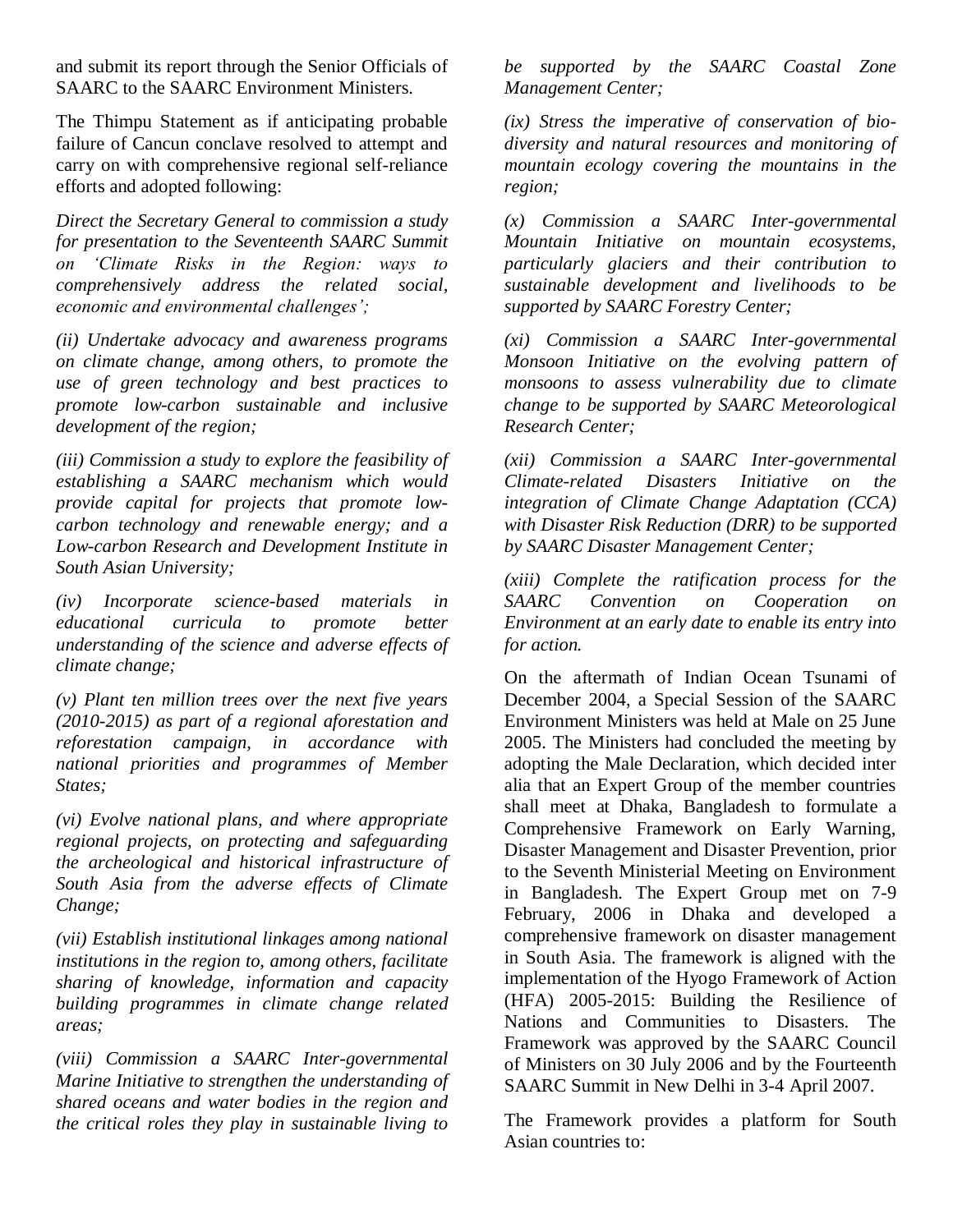and submit its report through the Senior Officials of SAARC to the SAARC Environment Ministers.

The Thimpu Statement as if anticipating probable failure of Cancun conclave resolved to attempt and carry on with comprehensive regional self-reliance efforts and adopted following:

*Direct the Secretary General to commission a study for presentation to the Seventeenth SAARC Summit on 'Climate Risks in the Region: ways to comprehensively address the related social, economic and environmental challenges';*

*(ii) Undertake advocacy and awareness programs on climate change, among others, to promote the use of green technology and best practices to promote low-carbon sustainable and inclusive development of the region;*

*(iii) Commission a study to explore the feasibility of establishing a SAARC mechanism which would provide capital for projects that promote low-carbon technology and renewable energy; and a Low-carbon Research and Development Institute in South Asian University;*

*(iv) Incorporate science-based materials in educational curricula to promote better understanding of the science and adverse effects of climate change;*

*(v) Plant ten million trees over the next five years (2010-2015) as part of a regional aforestation and reforestation campaign, in accordance with national priorities and programmes of Member States;*

*(vi) Evolve national plans, and where appropriate regional projects, on protecting and safeguarding the archeological and historical infrastructure of South Asia from the adverse effects of Climate Change;*

*(vii) Establish institutional linkages among national institutions in the region to, among others, facilitate sharing of knowledge, information and capacity building programmes in climate change related areas;*

*(viii) Commission a SAARC Inter-governmental Marine Initiative to strengthen the understanding of shared oceans and water bodies in the region and the critical roles they play in sustainable living to be supported by the SAARC Coastal Zone Management Center;*

*(ix) Stress the imperative of conservation of bio-diversity and natural resources and monitoring of mountain ecology covering the mountains in the region;*

*(x) Commission a SAARC Inter-governmental Mountain Initiative on mountain ecosystems, particularly glaciers and their contribution to sustainable development and livelihoods to be supported by SAARC Forestry Center;*

*(xi) Commission a SAARC Inter-governmental Monsoon Initiative on the evolving pattern of monsoons to assess vulnerability due to climate change to be supported by SAARC Meteorological Research Center;*

*(xii) Commission a SAARC Inter-governmental Climate-related Disasters Initiative on the integration of Climate Change Adaptation (CCA) with Disaster Risk Reduction (DRR) to be supported by SAARC Disaster Management Center;*

*(xiii) Complete the ratification process for the SAARC Convention on Cooperation on Environment at an early date to enable its entry into for action.*

On the aftermath of Indian Ocean Tsunami of December 2004, a Special Session of the SAARC Environment Ministers was held at Male on 25 June 2005. The Ministers had concluded the meeting by adopting the Male Declaration, which decided inter alia that an Expert Group of the member countries shall meet at Dhaka, Bangladesh to formulate a Comprehensive Framework on Early Warning, Disaster Management and Disaster Prevention, prior to the Seventh Ministerial Meeting on Environment in Bangladesh. The Expert Group met on 7-9 February, 2006 in Dhaka and developed a comprehensive framework on disaster management in South Asia. The framework is aligned with the implementation of the Hyogo Framework of Action (HFA) 2005-2015: Building the Resilience of Nations and Communities to Disasters. The Framework was approved by the SAARC Council of Ministers on 30 July 2006 and by the Fourteenth SAARC Summit in New Delhi in 3-4 April 2007.

The Framework provides a platform for South Asian countries to: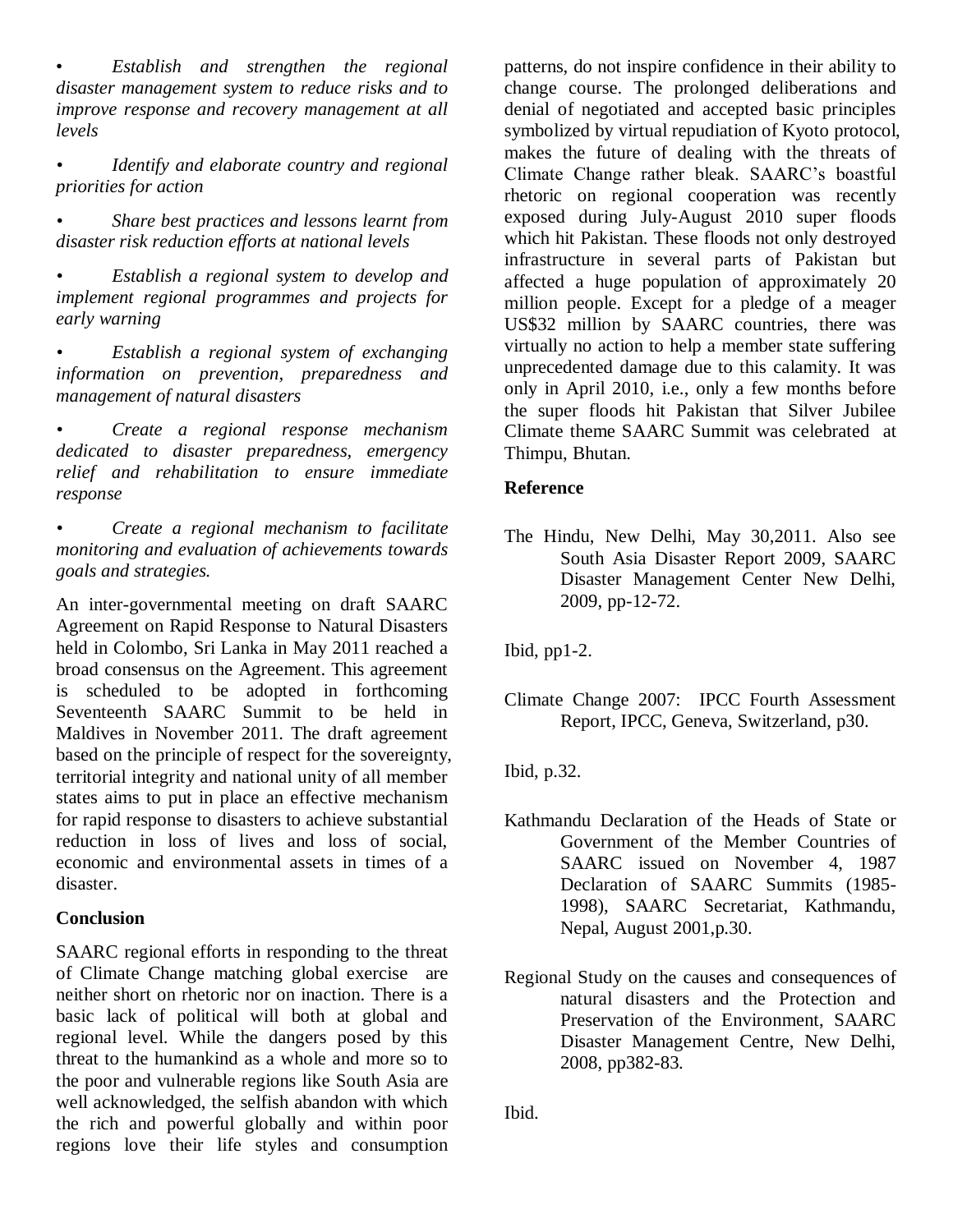- *Establish and strengthen the regional disaster management system to reduce risks and to improve response and recovery management at all levels*
- *Identify and elaborate country and regional priorities for action*
- *Share best practices and lessons learnt from disaster risk reduction efforts at national levels*
- *Establish a regional system to develop and implement regional programmes and projects for early warning*
- *Establish a regional system of exchanging information on prevention, preparedness and management of natural disasters*
- *Create a regional response mechanism dedicated to disaster preparedness, emergency relief and rehabilitation to ensure immediate response*
- *Create a regional mechanism to facilitate monitoring and evaluation of achievements towards goals and strategies.*

An inter-governmental meeting on draft SAARC Agreement on Rapid Response to Natural Disasters held in Colombo, Sri Lanka in May 2011 reached a broad consensus on the Agreement. This agreement is scheduled to be adopted in forthcoming Seventeenth SAARC Summit to be held in Maldives in November 2011. The draft agreement based on the principle of respect for the sovereignty, territorial integrity and national unity of all member states aims to put in place an effective mechanism for rapid response to disasters to achieve substantial reduction in loss of lives and loss of social, economic and environmental assets in times of a disaster.

## Conclusion

SAARC regional efforts in responding to the threat of Climate Change matching global exercise are neither short on rhetoric nor on inaction. There is a basic lack of political will both at global and regional level. While the dangers posed by this threat to the humankind as a whole and more so to the poor and vulnerable regions like South Asia are well acknowledged, the selfish abandon with which the rich and powerful globally and within poor regions love their life styles and consumption patterns, do not inspire confidence in their ability to change course. The prolonged deliberations and denial of negotiated and accepted basic principles symbolized by virtual repudiation of Kyoto protocol, makes the future of dealing with the threats of Climate Change rather bleak. SAARC's boastful rhetoric on regional cooperation was recently exposed during July-August 2010 super floods which hit Pakistan. These floods not only destroyed infrastructure in several parts of Pakistan but affected a huge population of approximately 20 million people. Except for a pledge of a meager US$32 million by SAARC countries, there was virtually no action to help a member state suffering unprecedented damage due to this calamity. It was only in April 2010, i.e., only a few months before the super floods hit Pakistan that Silver Jubilee Climate theme SAARC Summit was celebrated at Thimpu, Bhutan.

## Reference

The Hindu, New Delhi, May 30,2011. Also see South Asia Disaster Report 2009, SAARC Disaster Management Center New Delhi, 2009, pp-12-72.

Ibid, pp1-2.

Climate Change 2007: IPCC Fourth Assessment Report, IPCC, Geneva, Switzerland, p30.

Ibid, p.32.

Kathmandu Declaration of the Heads of State or Government of the Member Countries of SAARC issued on November 4, 1987 Declaration of SAARC Summits (1985-1998), SAARC Secretariat, Kathmandu, Nepal, August 2001,p.30.

Regional Study on the causes and consequences of natural disasters and the Protection and Preservation of the Environment, SAARC Disaster Management Centre, New Delhi, 2008, pp382-83.

Ibid.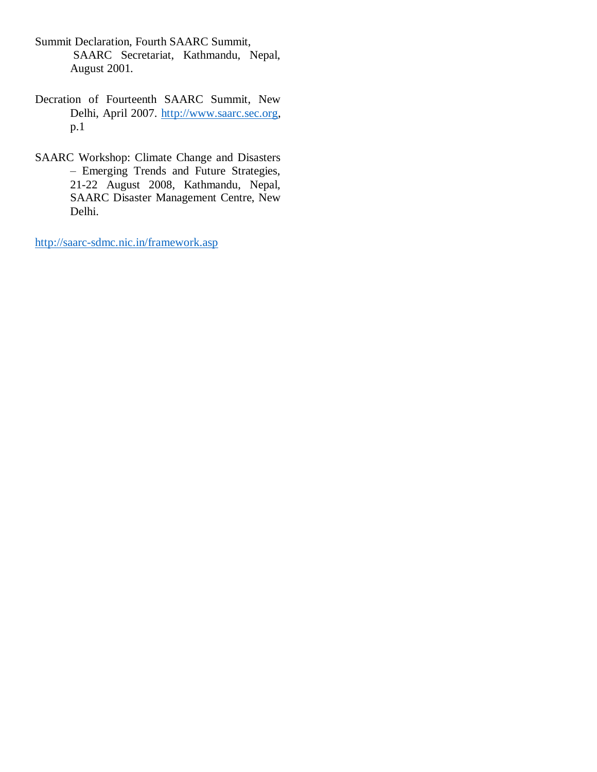Summit Declaration, Fourth SAARC Summit, SAARC Secretariat, Kathmandu, Nepal, August 2001.

Decration of Fourteenth SAARC Summit, New Delhi, April 2007. http://www.saarc.sec.org, p.1

SAARC Workshop: Climate Change and Disasters – Emerging Trends and Future Strategies, 21-22 August 2008, Kathmandu, Nepal, SAARC Disaster Management Centre, New Delhi.

http://saarc-sdmc.nic.in/framework.asp